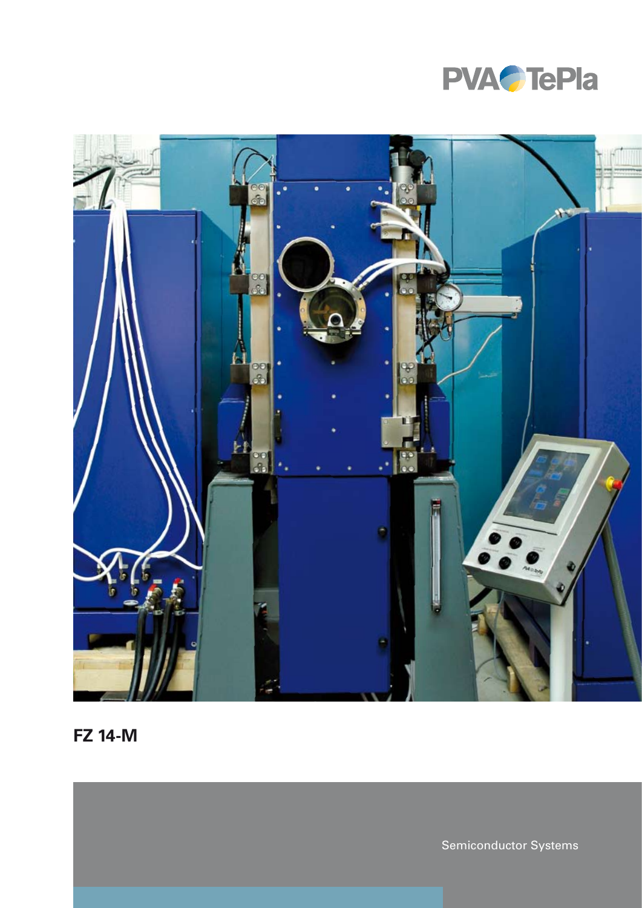PVA TePla

# FZ 14-M

Semiconductor Systems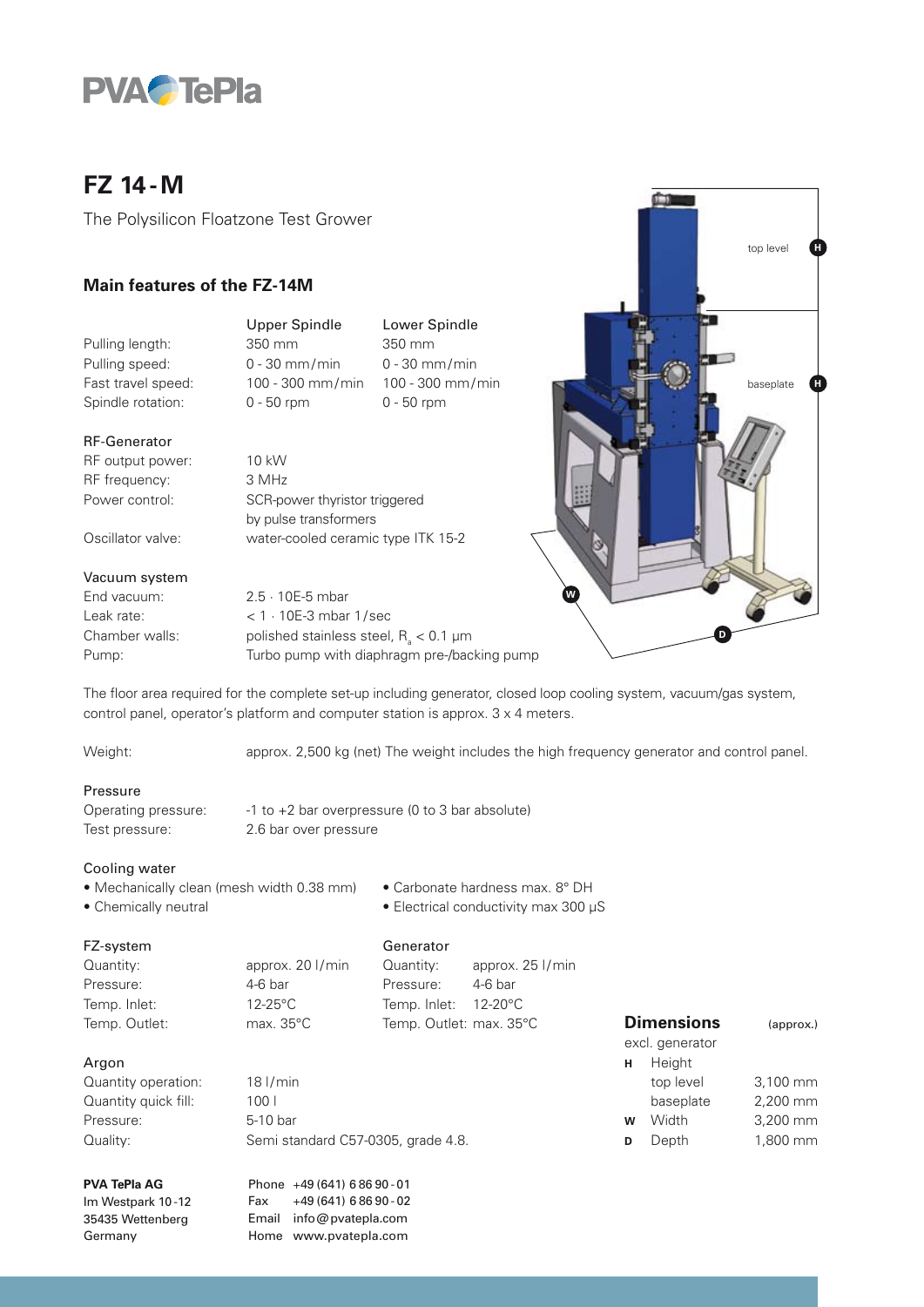PVA TePla

# FZ 14-M

The Polysilicon Floatzone Test Grower

## Main features of the FZ-14M

| | Upper Spindle | Lower Spindle |
|---|---|---|
| Pulling length: | 350 mm | 350 mm |
| Pulling speed: | 0 - 30 mm/min | 0 - 30 mm/min |
| Fast travel speed: | 100 - 300 mm/min | 100 - 300 mm/min |
| Spindle rotation: | 0 - 50 rpm | 0 - 50 rpm |

top level H

baseplate H

W

D

### RF-Generator

| | |
|---|---|
| RF output power: | 10 kW |
| RF frequency: | 3 MHz |
| Power control: | SCR-power thyristor triggered by pulse transformers |
| Oscillator valve: | water-cooled ceramic type ITK 15-2 |

### Vacuum system

| | |
|---|---|
| End vacuum: | 2.5 · 10E-5 mbar |
| Leak rate: | < 1 · 10E-3 mbar 1/sec |
| Chamber walls: | polished stainless steel, $R_a$ < 0.1 µm |
| Pump: | Turbo pump with diaphragm pre-/backing pump |

The floor area required for the complete set-up including generator, closed loop cooling system, vacuum/gas system, control panel, operator's platform and computer station is approx. 3 x 4 meters.

Weight: approx. 2,500 kg (net) The weight includes the high frequency generator and control panel.

### Pressure

| | |
|---|---|
| Operating pressure: | -1 to +2 bar overpressure (0 to 3 bar absolute) |
| Test pressure: | 2.6 bar over pressure |

### Cooling water

- Mechanically clean (mesh width 0.38 mm)
- Chemically neutral
- Carbonate hardness max. 8° DH
- Electrical conductivity max 300 µS

| FZ-system | | Generator | |
|---|---|---|---|
| Quantity: | approx. 20 l/min | Quantity: | approx. 25 l/min |
| Pressure: | 4-6 bar | Pressure: | 4-6 bar |
| Temp. Inlet: | 12-25°C | Temp. Inlet: | 12-20°C |
| Temp. Outlet: | max. 35°C | Temp. Outlet: | max. 35°C |

### Argon

| | |
|---|---|
| Quantity operation: | 18 l/min |
| Quantity quick fill: | 100 l |
| Pressure: | 5-10 bar |
| Quality: | Semi standard C57-0305, grade 4.8. |

### Dimensions (approx.)

excl. generator

| | | |
|---|---|---|
| H | Height | |
| | top level | 3,100 mm |
| | baseplate | 2,200 mm |
| W | Width | 3,200 mm |
| D | Depth | 1,800 mm |

**PVA TePla AG**
Im Westpark 10-12
35435 Wettenberg
Germany

Phone +49 (641) 6 86 90 - 01
Fax +49 (641) 6 86 90 - 02
Email info@pvatepla.com
Home www.pvatepla.com